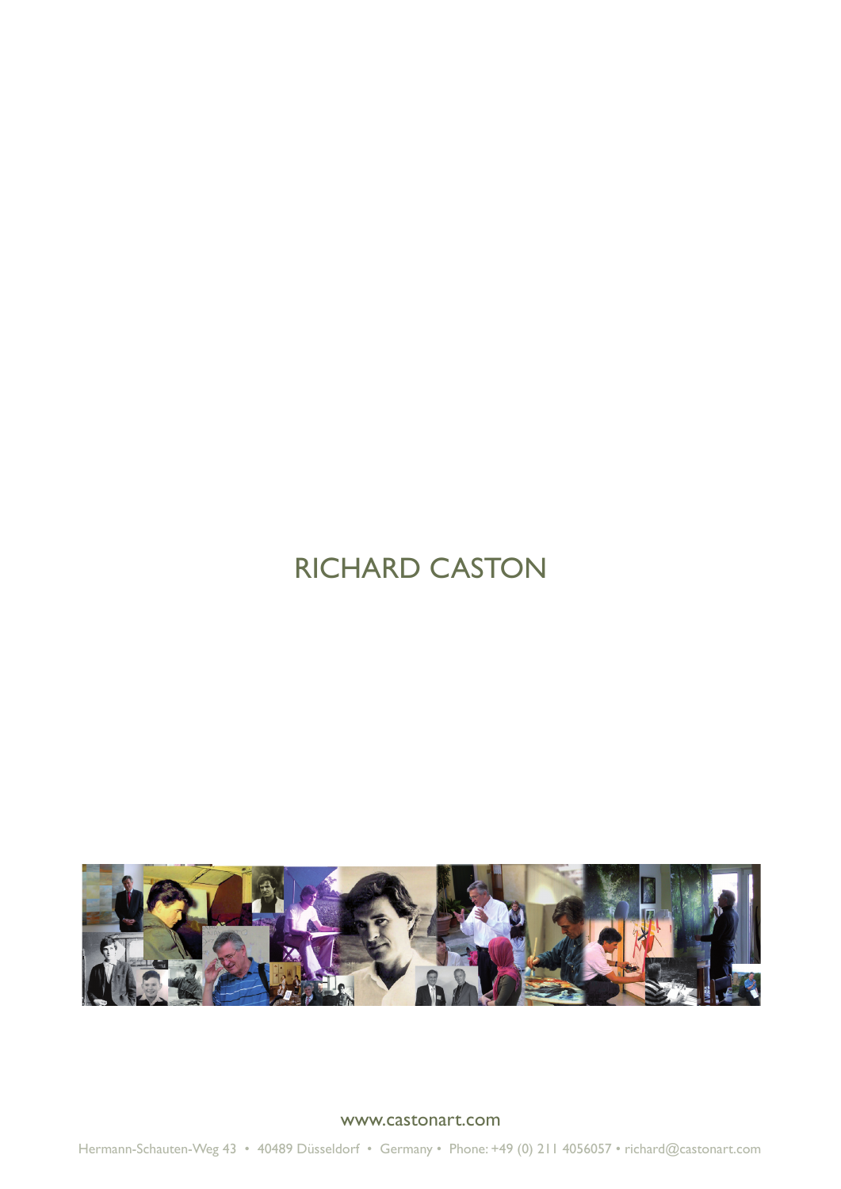# RICHARD CASTON

www.castonart.com

Hermann-Schauten-Weg 43 • 40489 Düsseldorf • Germany • Phone: +49 (0) 211 4056057 • richard@castonart.com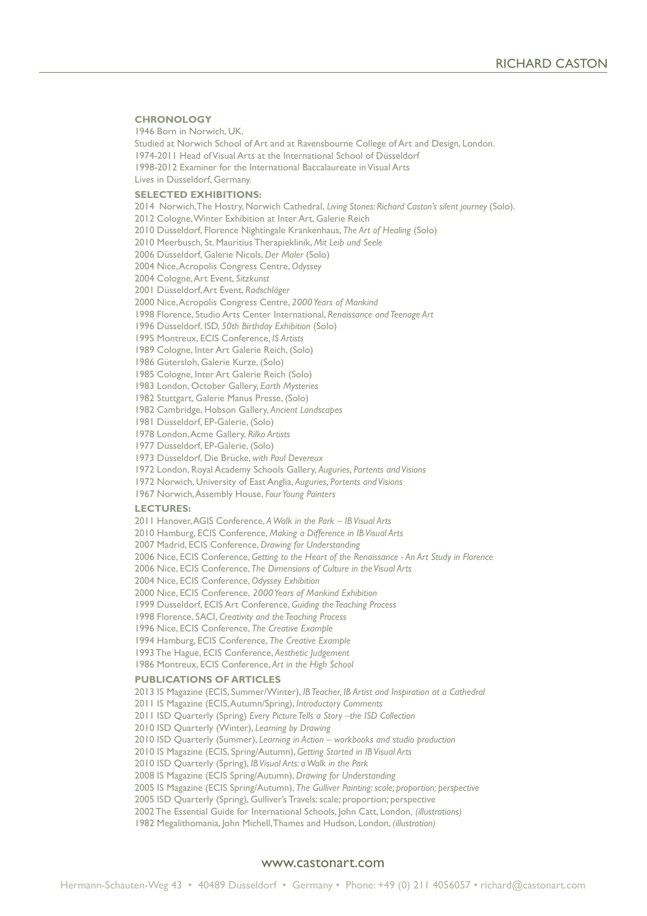## CHRONOLOGY

1946 Born in Norwich, UK.
Studied at Norwich School of Art and at Ravensbourne College of Art and Design, London.
1974-2011 Head of Visual Arts at the International School of Düsseldorf
1998-2012 Examiner for the International Baccalaureate in Visual Arts
Lives in Düsseldorf, Germany.

## SELECTED EXHIBITIONS:

2014 Norwich, The Hostry, Norwich Cathedral, *Living Stones: Richard Caston's silent journey* (Solo).
2012 Cologne, Winter Exhibition at Inter Art, Galerie Reich
2010 Düsseldorf, Florence Nightingale Krankenhaus, *The Art of Healing* (Solo)
2010 Meerbusch, St. Mauritius Therapieklinik, *Mit Leib und Seele*
2006 Düsseldorf, Galerie Nicols, *Der Maler* (Solo)
2004 Nice, Acropolis Congress Centre, *Odyssey*
2004 Cologne, Art Event, *Sitzkunst*
2001 Düsseldorf, Art Event, *Radschläger*
2000 Nice, Acropolis Congress Centre, *2000 Years of Mankind*
1998 Florence, Studio Arts Center International, *Renaissance and Teenage Art*
1996 Düsseldorf, ISD, *50th Birthday Exhibition* (Solo)
1995 Montreux, ECIS Conference, *IS Artists*
1989 Cologne, Inter Art Galerie Reich, (Solo)
1986 Gütersloh, Galerie Kurze, (Solo)
1985 Cologne, Inter Art Galerie Reich (Solo)
1983 London, October Gallery, *Earth Mysteries*
1982 Stuttgart, Galerie Manus Presse, (Solo)
1982 Cambridge, Hobson Gallery, *Ancient Landscapes*
1981 Düsseldorf, EP-Galerie, (Solo)
1978 London, Acme Gallery, *Rilko Artists*
1977 Düsseldorf, EP-Galerie, (Solo)
1973 Düsseldorf, Die Brücke, *with Paul Devereux*
1972 London, Royal Academy Schools Gallery, *Auguries, Portents and Visions*
1972 Norwich, University of East Anglia, *Auguries, Portents and Visions*
1967 Norwich, Assembly House, *Four Young Painters*

## LECTURES:

2011 Hanover, AGIS Conference, *A Walk in the Park – IB Visual Arts*
2010 Hamburg, ECIS Conference, *Making a Difference in IB Visual Arts*
2007 Madrid, ECIS Conference, *Drawing for Understanding*
2006 Nice, ECIS Conference, *Getting to the Heart of the Renaissance - An Art Study in Florence*
2006 Nice, ECIS Conference, *The Dimensions of Culture in the Visual Arts*
2004 Nice, ECIS Conference, *Odyssey Exhibition*
2000 Nice, ECIS Conference, *2000 Years of Mankind Exhibition*
1999 Düsseldorf, ECIS Art Conference, *Guiding the Teaching Process*
1998 Florence, SACI, *Creativity and the Teaching Process*
1996 Nice, ECIS Conference, *The Creative Example*
1994 Hamburg, ECIS Conference, *The Creative Example*
1993 The Hague, ECIS Conference, *Aesthetic Judgement*
1986 Montreux, ECIS Conference, *Art in the High School*

## PUBLICATIONS OF ARTICLES

2013 IS Magazine (ECIS, Summer/Winter), *IB Teacher, IB Artist and Inspiration at a Cathedral*
2011 IS Magazine (ECIS, Autumn/Spring), *Introductory Comments*
2011 ISD Quarterly (Spring) *Every Picture Tells a Story –the ISD Collection*
2010 ISD Quarterly (Winter), *Learning by Drawing*
2010 ISD Quarterly (Summer), *Learning in Action – workbooks and studio production*
2010 IS Magazine (ECIS, Spring/Autumn), *Getting Started in IB Visual Arts*
2010 ISD Quarterly (Spring), *IB Visual Arts: a Walk in the Park*
2008 IS Magazine (ECIS Spring/Autumn), *Drawing for Understanding*
2005 IS Magazine (ECIS Spring/Autumn), *The Gulliver Painting: scale; proportion; perspective*
2005 ISD Quarterly (Spring), Gulliver's Travels: scale; proportion; perspective
2002 The Essential Guide for International Schools, John Catt, London, *(illustrations)*
1982 Megalithomania, John Michell, Thames and Hudson, London, *(illustration)*

www.castonart.com

Hermann-Schauten-Weg 43 • 40489 Düsseldorf • Germany • Phone: +49 (0) 211 4056057 • richard@castonart.com